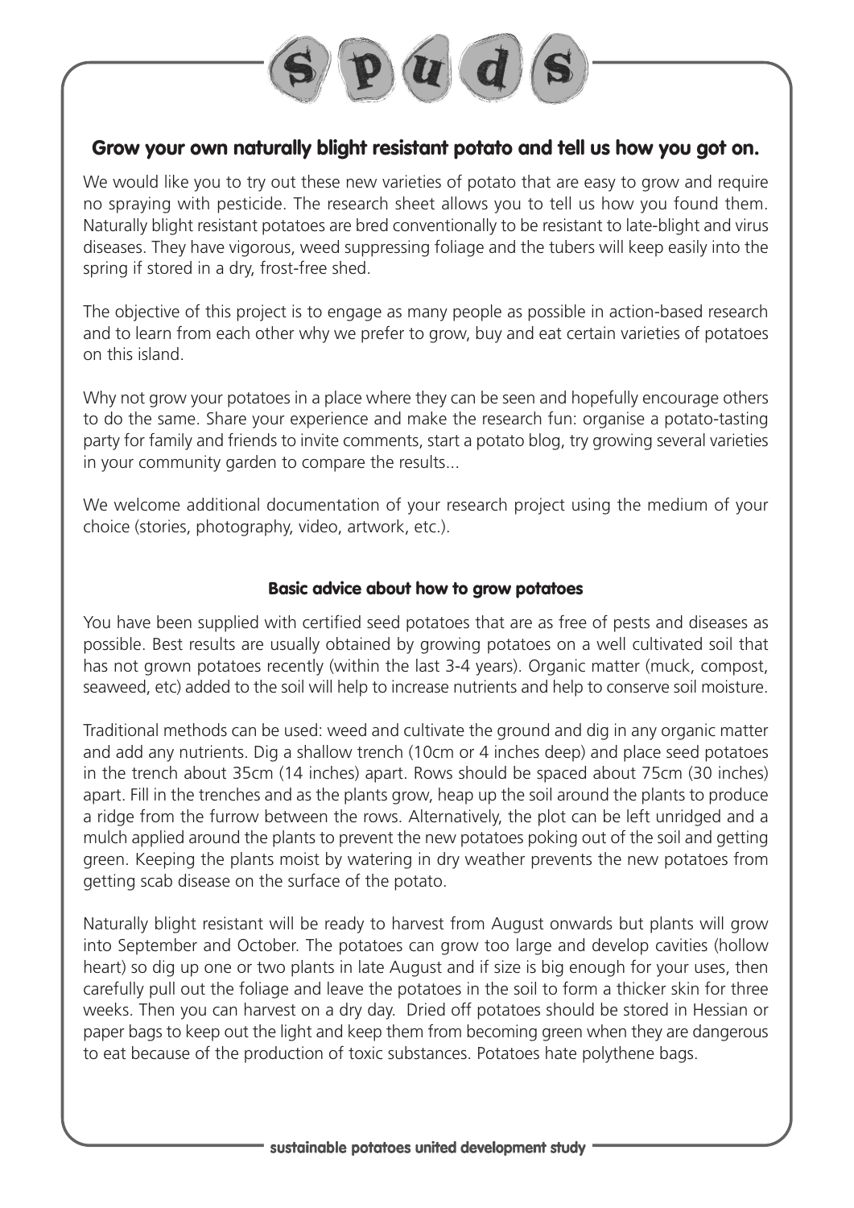# spuds

## Grow your own naturally blight resistant potato and tell us how you got on.

We would like you to try out these new varieties of potato that are easy to grow and require no spraying with pesticide. The research sheet allows you to tell us how you found them. Naturally blight resistant potatoes are bred conventionally to be resistant to late-blight and virus diseases. They have vigorous, weed suppressing foliage and the tubers will keep easily into the spring if stored in a dry, frost-free shed.

The objective of this project is to engage as many people as possible in action-based research and to learn from each other why we prefer to grow, buy and eat certain varieties of potatoes on this island.

Why not grow your potatoes in a place where they can be seen and hopefully encourage others to do the same. Share your experience and make the research fun: organise a potato-tasting party for family and friends to invite comments, start a potato blog, try growing several varieties in your community garden to compare the results...

We welcome additional documentation of your research project using the medium of your choice (stories, photography, video, artwork, etc.).

### Basic advice about how to grow potatoes

You have been supplied with certified seed potatoes that are as free of pests and diseases as possible. Best results are usually obtained by growing potatoes on a well cultivated soil that has not grown potatoes recently (within the last 3-4 years). Organic matter (muck, compost, seaweed, etc) added to the soil will help to increase nutrients and help to conserve soil moisture.

Traditional methods can be used: weed and cultivate the ground and dig in any organic matter and add any nutrients. Dig a shallow trench (10cm or 4 inches deep) and place seed potatoes in the trench about 35cm (14 inches) apart. Rows should be spaced about 75cm (30 inches) apart. Fill in the trenches and as the plants grow, heap up the soil around the plants to produce a ridge from the furrow between the rows. Alternatively, the plot can be left unridged and a mulch applied around the plants to prevent the new potatoes poking out of the soil and getting green. Keeping the plants moist by watering in dry weather prevents the new potatoes from getting scab disease on the surface of the potato.

Naturally blight resistant will be ready to harvest from August onwards but plants will grow into September and October. The potatoes can grow too large and develop cavities (hollow heart) so dig up one or two plants in late August and if size is big enough for your uses, then carefully pull out the foliage and leave the potatoes in the soil to form a thicker skin for three weeks. Then you can harvest on a dry day. Dried off potatoes should be stored in Hessian or paper bags to keep out the light and keep them from becoming green when they are dangerous to eat because of the production of toxic substances. Potatoes hate polythene bags.

sustainable potatoes united development study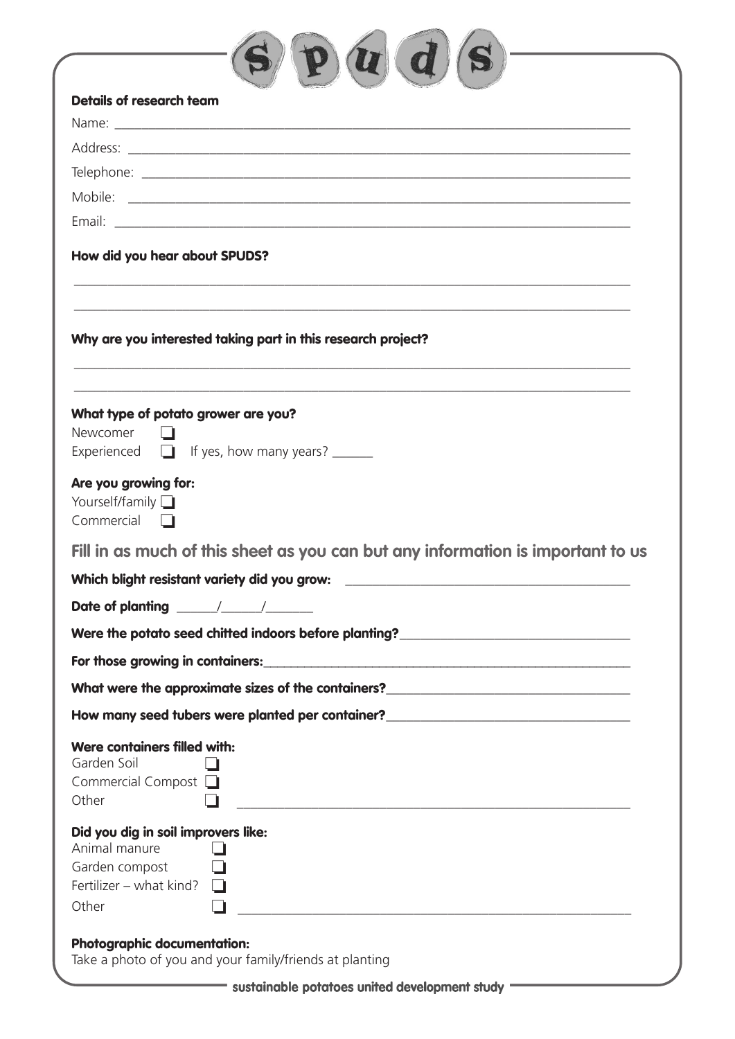# SPUDS

**Details of research team**

Name: ___________________________________________

Address: ___________________________________________

Telephone: ___________________________________________

Mobile: ___________________________________________

Email: ___________________________________________

**How did you hear about SPUDS?**

___________________________________________

___________________________________________

**Why are you interested taking part in this research project?**

___________________________________________

___________________________________________

**What type of potato grower are you?**

Newcomer ❑

Experienced ❑ If yes, how many years? ______

**Are you growing for:**

Yourself/family ❑

Commercial ❑

## Fill in as much of this sheet as you can but any information is important to us

**Which blight resistant variety did you grow:** ___________________________

**Date of planting** ______/______/_______

**Were the potato seed chitted indoors before planting?** ___________________

**For those growing in containers:** ___________________________________

**What were the approximate sizes of the containers?** ____________________

**How many seed tubers were planted per container?** _____________________

**Were containers filled with:**

Garden Soil ❑

Commercial Compost ❑

Other ❑ ___________________________________

**Did you dig in soil improvers like:**

Animal manure ❑

Garden compost ❑

Fertilizer – what kind? ❑

Other ❑ ___________________________________

**Photographic documentation:**

Take a photo of you and your family/friends at planting

**sustainable potatoes united development study**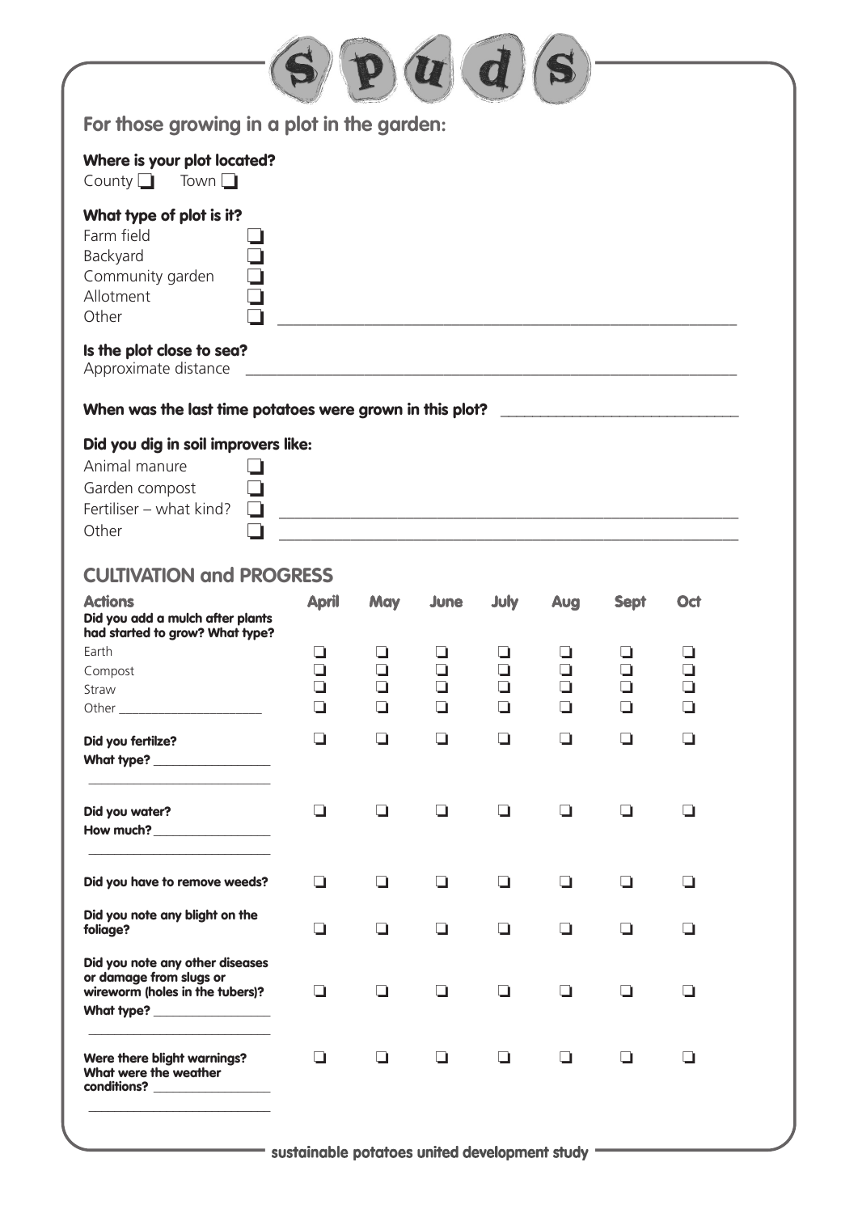# spuds

## For those growing in a plot in the garden:

**Where is your plot located?**

County ❑ Town ❑

**What type of plot is it?**

Farm field ❑
Backyard ❑
Community garden ❑
Allotment ❑
Other ❑ ____________________

**Is the plot close to sea?**

Approximate distance ____________________

**When was the last time potatoes were grown in this plot?** ____________________

**Did you dig in soil improvers like:**

Animal manure ❑
Garden compost ❑
Fertiliser – what kind? ❑ ____________________
Other ❑ ____________________

## CULTIVATION and PROGRESS

| Actions | April | May | June | July | Aug | Sept | Oct |
|---|---|---|---|---|---|---|---|
| **Did you add a mulch after plants had started to grow? What type?** | | | | | | | |
| Earth | ❑ | ❑ | ❑ | ❑ | ❑ | ❑ | ❑ |
| Compost | ❑ | ❑ | ❑ | ❑ | ❑ | ❑ | ❑ |
| Straw | ❑ | ❑ | ❑ | ❑ | ❑ | ❑ | ❑ |
| Other ____________ | ❑ | ❑ | ❑ | ❑ | ❑ | ❑ | ❑ |
| **Did you fertilze?** **What type?** ____________ | ❑ | ❑ | ❑ | ❑ | ❑ | ❑ | ❑ |
| **Did you water?** **How much?** ____________ | ❑ | ❑ | ❑ | ❑ | ❑ | ❑ | ❑ |
| **Did you have to remove weeds?** | ❑ | ❑ | ❑ | ❑ | ❑ | ❑ | ❑ |
| **Did you note any blight on the foliage?** | ❑ | ❑ | ❑ | ❑ | ❑ | ❑ | ❑ |
| **Did you note any other diseases or damage from slugs or wireworm (holes in the tubers)?** **What type?** ____________ | ❑ | ❑ | ❑ | ❑ | ❑ | ❑ | ❑ |
| **Were there blight warnings? What were the weather conditions?** ____________ | ❑ | ❑ | ❑ | ❑ | ❑ | ❑ | ❑ |

sustainable potatoes united development study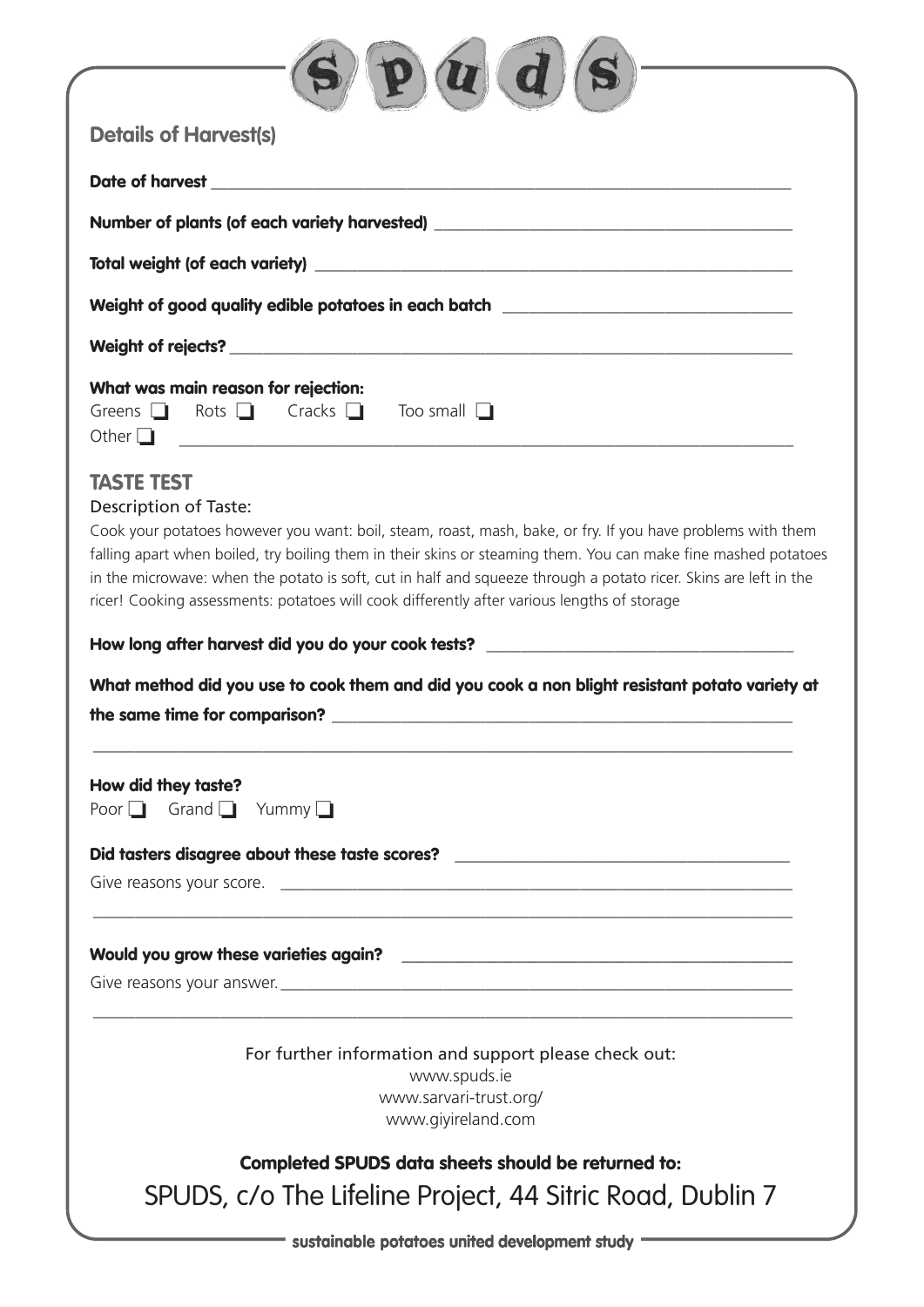# spuds

## Details of Harvest(s)

**Date of harvest** \_\_\_\_\_\_\_\_\_\_\_\_\_\_\_\_\_\_\_\_\_\_\_\_\_\_\_\_\_\_\_\_\_\_\_\_\_\_\_\_

**Number of plants (of each variety harvested)** \_\_\_\_\_\_\_\_\_\_\_\_\_\_\_\_\_\_\_\_\_\_\_\_\_\_\_\_

**Total weight (of each variety)** \_\_\_\_\_\_\_\_\_\_\_\_\_\_\_\_\_\_\_\_\_\_\_\_\_\_\_\_\_\_\_\_\_\_\_\_

**Weight of good quality edible potatoes in each batch** \_\_\_\_\_\_\_\_\_\_\_\_\_\_\_\_\_\_\_\_\_\_\_\_

**Weight of rejects?** \_\_\_\_\_\_\_\_\_\_\_\_\_\_\_\_\_\_\_\_\_\_\_\_\_\_\_\_\_\_\_\_\_\_\_\_\_\_\_\_

**What was main reason for rejection:**

Greens ☐ Rots ☐ Cracks ☐ Too small ☐

Other ☐ \_\_\_\_\_\_\_\_\_\_\_\_\_\_\_\_\_\_\_\_\_\_\_\_\_\_\_\_\_\_\_\_\_\_\_\_\_\_\_\_

## TASTE TEST

Description of Taste:

Cook your potatoes however you want: boil, steam, roast, mash, bake, or fry. If you have problems with them falling apart when boiled, try boiling them in their skins or steaming them. You can make fine mashed potatoes in the microwave: when the potato is soft, cut in half and squeeze through a potato ricer. Skins are left in the ricer! Cooking assessments: potatoes will cook differently after various lengths of storage

**How long after harvest did you do your cook tests?** \_\_\_\_\_\_\_\_\_\_\_\_\_\_\_\_\_\_\_\_\_\_\_\_

**What method did you use to cook them and did you cook a non blight resistant potato variety at the same time for comparison?** \_\_\_\_\_\_\_\_\_\_\_\_\_\_\_\_\_\_\_\_\_\_\_\_\_\_\_\_\_\_\_\_

\_\_\_\_\_\_\_\_\_\_\_\_\_\_\_\_\_\_\_\_\_\_\_\_\_\_\_\_\_\_\_\_\_\_\_\_\_\_\_\_\_\_\_\_\_\_\_\_\_\_\_\_

**How did they taste?**

Poor ☐ Grand ☐ Yummy ☐

**Did tasters disagree about these taste scores?** \_\_\_\_\_\_\_\_\_\_\_\_\_\_\_\_\_\_\_\_\_\_\_\_\_\_\_\_

Give reasons your score. \_\_\_\_\_\_\_\_\_\_\_\_\_\_\_\_\_\_\_\_\_\_\_\_\_\_\_\_\_\_\_\_\_\_\_\_\_\_\_\_

\_\_\_\_\_\_\_\_\_\_\_\_\_\_\_\_\_\_\_\_\_\_\_\_\_\_\_\_\_\_\_\_\_\_\_\_\_\_\_\_\_\_\_\_\_\_\_\_\_\_\_\_

**Would you grow these varieties again?** \_\_\_\_\_\_\_\_\_\_\_\_\_\_\_\_\_\_\_\_\_\_\_\_\_\_\_\_\_\_\_\_

Give reasons your answer. \_\_\_\_\_\_\_\_\_\_\_\_\_\_\_\_\_\_\_\_\_\_\_\_\_\_\_\_\_\_\_\_\_\_\_\_\_\_\_\_

\_\_\_\_\_\_\_\_\_\_\_\_\_\_\_\_\_\_\_\_\_\_\_\_\_\_\_\_\_\_\_\_\_\_\_\_\_\_\_\_\_\_\_\_\_\_\_\_\_\_\_\_

For further information and support please check out:

www.spuds.ie

www.sarvari-trust.org/

www.giyireland.com

**Completed SPUDS data sheets should be returned to:**

SPUDS, c/o The Lifeline Project, 44 Sitric Road, Dublin 7

**sustainable potatoes united development study**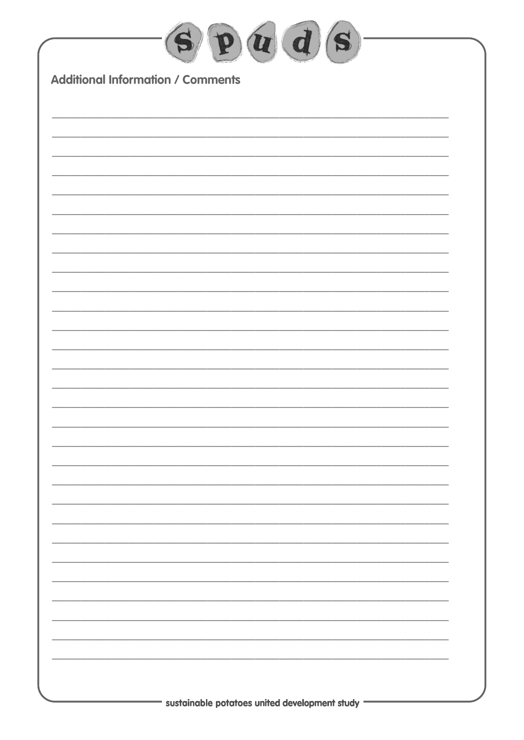spuds

## Additional Information / Comments

sustainable potatoes united development study